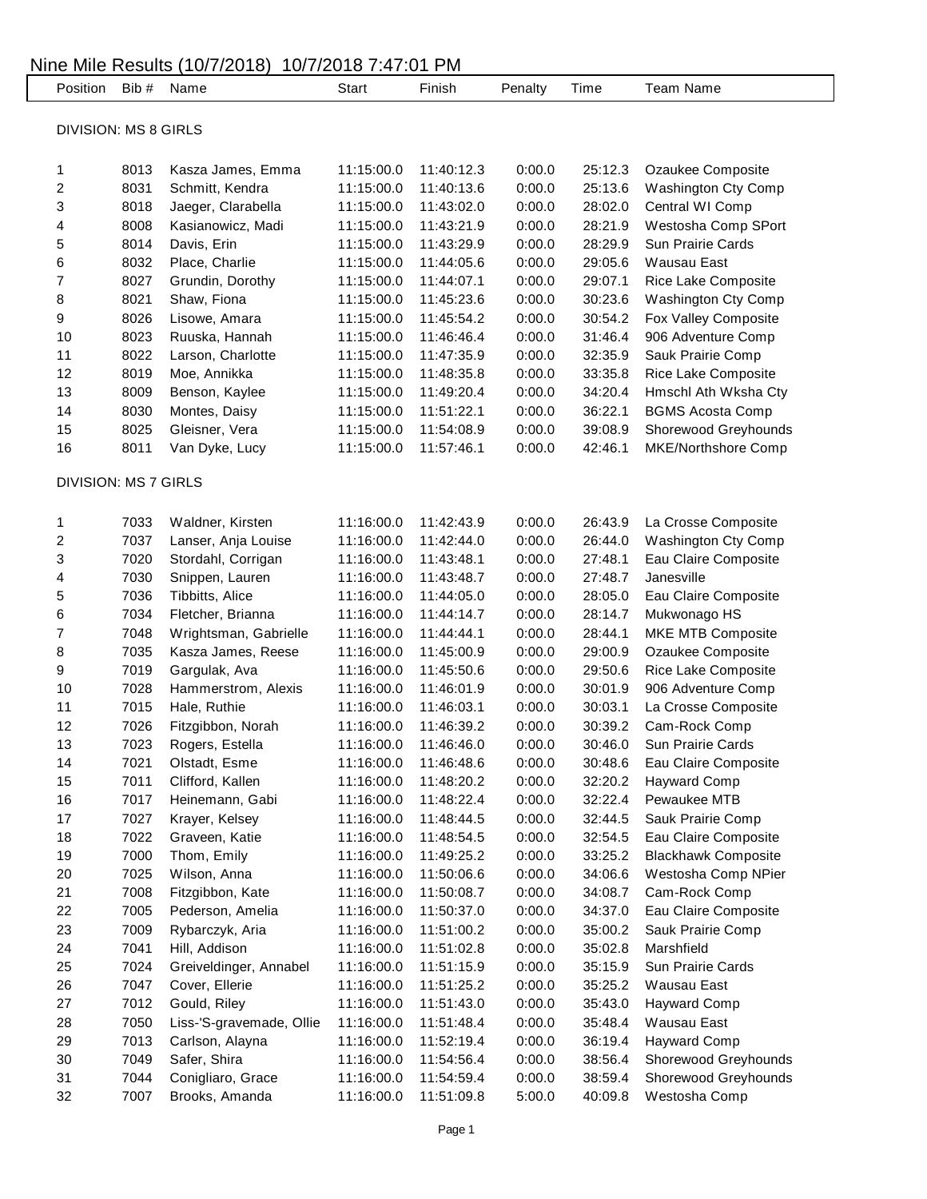# Nine Mile Results (10/7/2018) 10/7/2018 7:47:01 PM

| Position | Bib # | Name | Start | Finish | Penalty | Time | Team Name |
|---|---|---|---|---|---|---|---|
| DIVISION: MS 8 GIRLS | | | | | | | |
| 1 | 8013 | Kasza James, Emma | 11:15:00.0 | 11:40:12.3 | 0:00.0 | 25:12.3 | Ozaukee Composite |
| 2 | 8031 | Schmitt, Kendra | 11:15:00.0 | 11:40:13.6 | 0:00.0 | 25:13.6 | Washington Cty Comp |
| 3 | 8018 | Jaeger, Clarabella | 11:15:00.0 | 11:43:02.0 | 0:00.0 | 28:02.0 | Central WI Comp |
| 4 | 8008 | Kasianowicz, Madi | 11:15:00.0 | 11:43:21.9 | 0:00.0 | 28:21.9 | Westosha Comp SPort |
| 5 | 8014 | Davis, Erin | 11:15:00.0 | 11:43:29.9 | 0:00.0 | 28:29.9 | Sun Prairie Cards |
| 6 | 8032 | Place, Charlie | 11:15:00.0 | 11:44:05.6 | 0:00.0 | 29:05.6 | Wausau East |
| 7 | 8027 | Grundin, Dorothy | 11:15:00.0 | 11:44:07.1 | 0:00.0 | 29:07.1 | Rice Lake Composite |
| 8 | 8021 | Shaw, Fiona | 11:15:00.0 | 11:45:23.6 | 0:00.0 | 30:23.6 | Washington Cty Comp |
| 9 | 8026 | Lisowe, Amara | 11:15:00.0 | 11:45:54.2 | 0:00.0 | 30:54.2 | Fox Valley Composite |
| 10 | 8023 | Ruuska, Hannah | 11:15:00.0 | 11:46:46.4 | 0:00.0 | 31:46.4 | 906 Adventure Comp |
| 11 | 8022 | Larson, Charlotte | 11:15:00.0 | 11:47:35.9 | 0:00.0 | 32:35.9 | Sauk Prairie Comp |
| 12 | 8019 | Moe, Annikka | 11:15:00.0 | 11:48:35.8 | 0:00.0 | 33:35.8 | Rice Lake Composite |
| 13 | 8009 | Benson, Kaylee | 11:15:00.0 | 11:49:20.4 | 0:00.0 | 34:20.4 | Hmschl Ath Wksha Cty |
| 14 | 8030 | Montes, Daisy | 11:15:00.0 | 11:51:22.1 | 0:00.0 | 36:22.1 | BGMS Acosta Comp |
| 15 | 8025 | Gleisner, Vera | 11:15:00.0 | 11:54:08.9 | 0:00.0 | 39:08.9 | Shorewood Greyhounds |
| 16 | 8011 | Van Dyke, Lucy | 11:15:00.0 | 11:57:46.1 | 0:00.0 | 42:46.1 | MKE/Northshore Comp |
| DIVISION: MS 7 GIRLS | | | | | | | |
| 1 | 7033 | Waldner, Kirsten | 11:16:00.0 | 11:42:43.9 | 0:00.0 | 26:43.9 | La Crosse Composite |
| 2 | 7037 | Lanser, Anja Louise | 11:16:00.0 | 11:42:44.0 | 0:00.0 | 26:44.0 | Washington Cty Comp |
| 3 | 7020 | Stordahl, Corrigan | 11:16:00.0 | 11:43:48.1 | 0:00.0 | 27:48.1 | Eau Claire Composite |
| 4 | 7030 | Snippen, Lauren | 11:16:00.0 | 11:43:48.7 | 0:00.0 | 27:48.7 | Janesville |
| 5 | 7036 | Tibbitts, Alice | 11:16:00.0 | 11:44:05.0 | 0:00.0 | 28:05.0 | Eau Claire Composite |
| 6 | 7034 | Fletcher, Brianna | 11:16:00.0 | 11:44:14.7 | 0:00.0 | 28:14.7 | Mukwonago HS |
| 7 | 7048 | Wrightsman, Gabrielle | 11:16:00.0 | 11:44:44.1 | 0:00.0 | 28:44.1 | MKE MTB Composite |
| 8 | 7035 | Kasza James, Reese | 11:16:00.0 | 11:45:00.9 | 0:00.0 | 29:00.9 | Ozaukee Composite |
| 9 | 7019 | Gargulak, Ava | 11:16:00.0 | 11:45:50.6 | 0:00.0 | 29:50.6 | Rice Lake Composite |
| 10 | 7028 | Hammerstrom, Alexis | 11:16:00.0 | 11:46:01.9 | 0:00.0 | 30:01.9 | 906 Adventure Comp |
| 11 | 7015 | Hale, Ruthie | 11:16:00.0 | 11:46:03.1 | 0:00.0 | 30:03.1 | La Crosse Composite |
| 12 | 7026 | Fitzgibbon, Norah | 11:16:00.0 | 11:46:39.2 | 0:00.0 | 30:39.2 | Cam-Rock Comp |
| 13 | 7023 | Rogers, Estella | 11:16:00.0 | 11:46:46.0 | 0:00.0 | 30:46.0 | Sun Prairie Cards |
| 14 | 7021 | Olstadt, Esme | 11:16:00.0 | 11:46:48.6 | 0:00.0 | 30:48.6 | Eau Claire Composite |
| 15 | 7011 | Clifford, Kallen | 11:16:00.0 | 11:48:20.2 | 0:00.0 | 32:20.2 | Hayward Comp |
| 16 | 7017 | Heinemann, Gabi | 11:16:00.0 | 11:48:22.4 | 0:00.0 | 32:22.4 | Pewaukee MTB |
| 17 | 7027 | Krayer, Kelsey | 11:16:00.0 | 11:48:44.5 | 0:00.0 | 32:44.5 | Sauk Prairie Comp |
| 18 | 7022 | Graveen, Katie | 11:16:00.0 | 11:48:54.5 | 0:00.0 | 32:54.5 | Eau Claire Composite |
| 19 | 7000 | Thom, Emily | 11:16:00.0 | 11:49:25.2 | 0:00.0 | 33:25.2 | Blackhawk Composite |
| 20 | 7025 | Wilson, Anna | 11:16:00.0 | 11:50:06.6 | 0:00.0 | 34:06.6 | Westosha Comp NPier |
| 21 | 7008 | Fitzgibbon, Kate | 11:16:00.0 | 11:50:08.7 | 0:00.0 | 34:08.7 | Cam-Rock Comp |
| 22 | 7005 | Pederson, Amelia | 11:16:00.0 | 11:50:37.0 | 0:00.0 | 34:37.0 | Eau Claire Composite |
| 23 | 7009 | Rybarczyk, Aria | 11:16:00.0 | 11:51:00.2 | 0:00.0 | 35:00.2 | Sauk Prairie Comp |
| 24 | 7041 | Hill, Addison | 11:16:00.0 | 11:51:02.8 | 0:00.0 | 35:02.8 | Marshfield |
| 25 | 7024 | Greiveldinger, Annabel | 11:16:00.0 | 11:51:15.9 | 0:00.0 | 35:15.9 | Sun Prairie Cards |
| 26 | 7047 | Cover, Ellerie | 11:16:00.0 | 11:51:25.2 | 0:00.0 | 35:25.2 | Wausau East |
| 27 | 7012 | Gould, Riley | 11:16:00.0 | 11:51:43.0 | 0:00.0 | 35:43.0 | Hayward Comp |
| 28 | 7050 | Liss-'S-gravemade, Ollie | 11:16:00.0 | 11:51:48.4 | 0:00.0 | 35:48.4 | Wausau East |
| 29 | 7013 | Carlson, Alayna | 11:16:00.0 | 11:52:19.4 | 0:00.0 | 36:19.4 | Hayward Comp |
| 30 | 7049 | Safer, Shira | 11:16:00.0 | 11:54:56.4 | 0:00.0 | 38:56.4 | Shorewood Greyhounds |
| 31 | 7044 | Conigliaro, Grace | 11:16:00.0 | 11:54:59.4 | 0:00.0 | 38:59.4 | Shorewood Greyhounds |
| 32 | 7007 | Brooks, Amanda | 11:16:00.0 | 11:51:09.8 | 5:00.0 | 40:09.8 | Westosha Comp |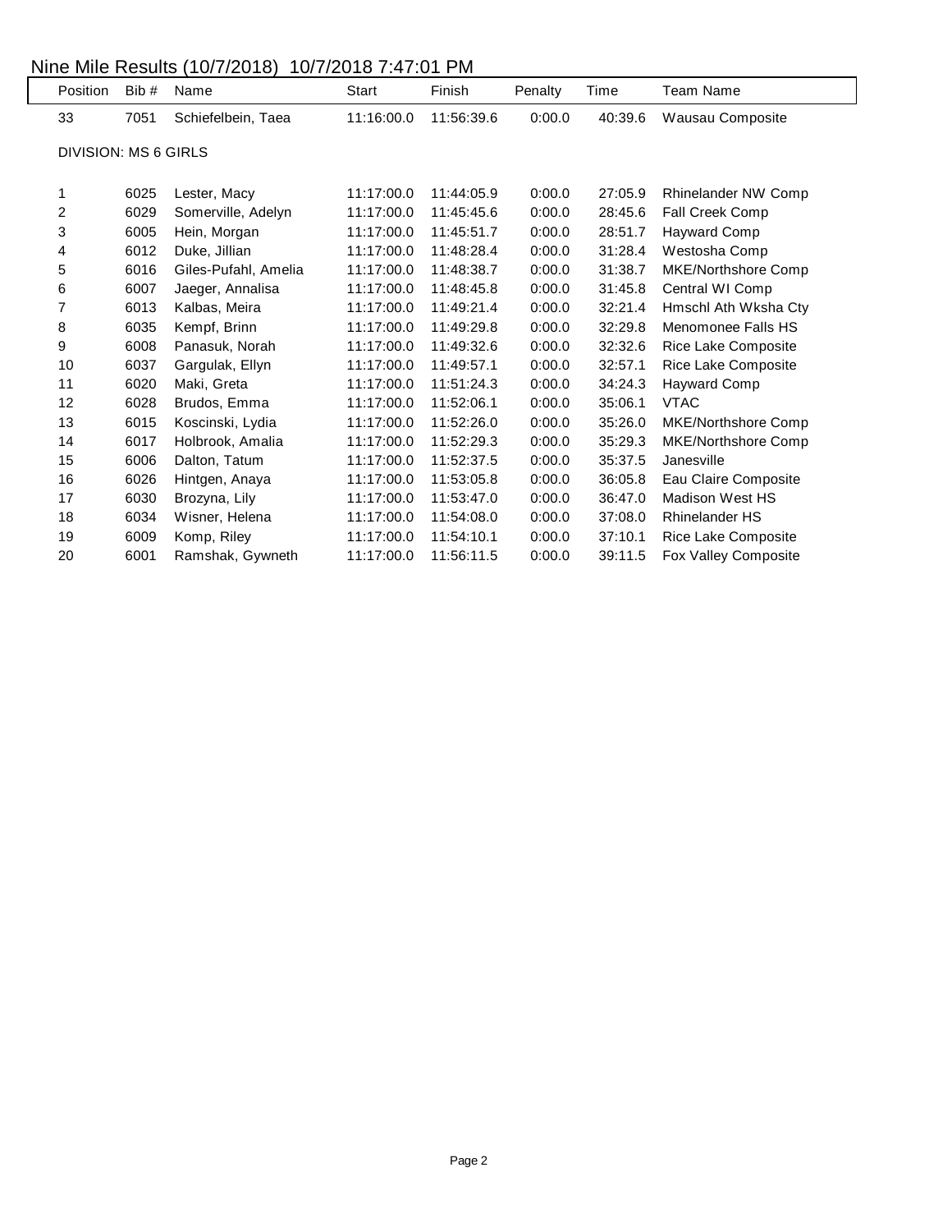# Nine Mile Results (10/7/2018) 10/7/2018 7:47:01 PM

| Position | Bib # | Name | Start | Finish | Penalty | Time | Team Name |
|---|---|---|---|---|---|---|---|
| 33 | 7051 | Schiefelbein, Taea | 11:16:00.0 | 11:56:39.6 | 0:00.0 | 40:39.6 | Wausau Composite |

DIVISION: MS 6 GIRLS

| Position | Bib # | Name | Start | Finish | Penalty | Time | Team Name |
|---|---|---|---|---|---|---|---|
| 1 | 6025 | Lester, Macy | 11:17:00.0 | 11:44:05.9 | 0:00.0 | 27:05.9 | Rhinelander NW Comp |
| 2 | 6029 | Somerville, Adelyn | 11:17:00.0 | 11:45:45.6 | 0:00.0 | 28:45.6 | Fall Creek Comp |
| 3 | 6005 | Hein, Morgan | 11:17:00.0 | 11:45:51.7 | 0:00.0 | 28:51.7 | Hayward Comp |
| 4 | 6012 | Duke, Jillian | 11:17:00.0 | 11:48:28.4 | 0:00.0 | 31:28.4 | Westosha Comp |
| 5 | 6016 | Giles-Pufahl, Amelia | 11:17:00.0 | 11:48:38.7 | 0:00.0 | 31:38.7 | MKE/Northshore Comp |
| 6 | 6007 | Jaeger, Annalisa | 11:17:00.0 | 11:48:45.8 | 0:00.0 | 31:45.8 | Central WI Comp |
| 7 | 6013 | Kalbas, Meira | 11:17:00.0 | 11:49:21.4 | 0:00.0 | 32:21.4 | Hmschl Ath Wksha Cty |
| 8 | 6035 | Kempf, Brinn | 11:17:00.0 | 11:49:29.8 | 0:00.0 | 32:29.8 | Menomonee Falls HS |
| 9 | 6008 | Panasuk, Norah | 11:17:00.0 | 11:49:32.6 | 0:00.0 | 32:32.6 | Rice Lake Composite |
| 10 | 6037 | Gargulak, Ellyn | 11:17:00.0 | 11:49:57.1 | 0:00.0 | 32:57.1 | Rice Lake Composite |
| 11 | 6020 | Maki, Greta | 11:17:00.0 | 11:51:24.3 | 0:00.0 | 34:24.3 | Hayward Comp |
| 12 | 6028 | Brudos, Emma | 11:17:00.0 | 11:52:06.1 | 0:00.0 | 35:06.1 | VTAC |
| 13 | 6015 | Koscinski, Lydia | 11:17:00.0 | 11:52:26.0 | 0:00.0 | 35:26.0 | MKE/Northshore Comp |
| 14 | 6017 | Holbrook, Amalia | 11:17:00.0 | 11:52:29.3 | 0:00.0 | 35:29.3 | MKE/Northshore Comp |
| 15 | 6006 | Dalton, Tatum | 11:17:00.0 | 11:52:37.5 | 0:00.0 | 35:37.5 | Janesville |
| 16 | 6026 | Hintgen, Anaya | 11:17:00.0 | 11:53:05.8 | 0:00.0 | 36:05.8 | Eau Claire Composite |
| 17 | 6030 | Brozyna, Lily | 11:17:00.0 | 11:53:47.0 | 0:00.0 | 36:47.0 | Madison West HS |
| 18 | 6034 | Wisner, Helena | 11:17:00.0 | 11:54:08.0 | 0:00.0 | 37:08.0 | Rhinelander HS |
| 19 | 6009 | Komp, Riley | 11:17:00.0 | 11:54:10.1 | 0:00.0 | 37:10.1 | Rice Lake Composite |
| 20 | 6001 | Ramshak, Gywneth | 11:17:00.0 | 11:56:11.5 | 0:00.0 | 39:11.5 | Fox Valley Composite |